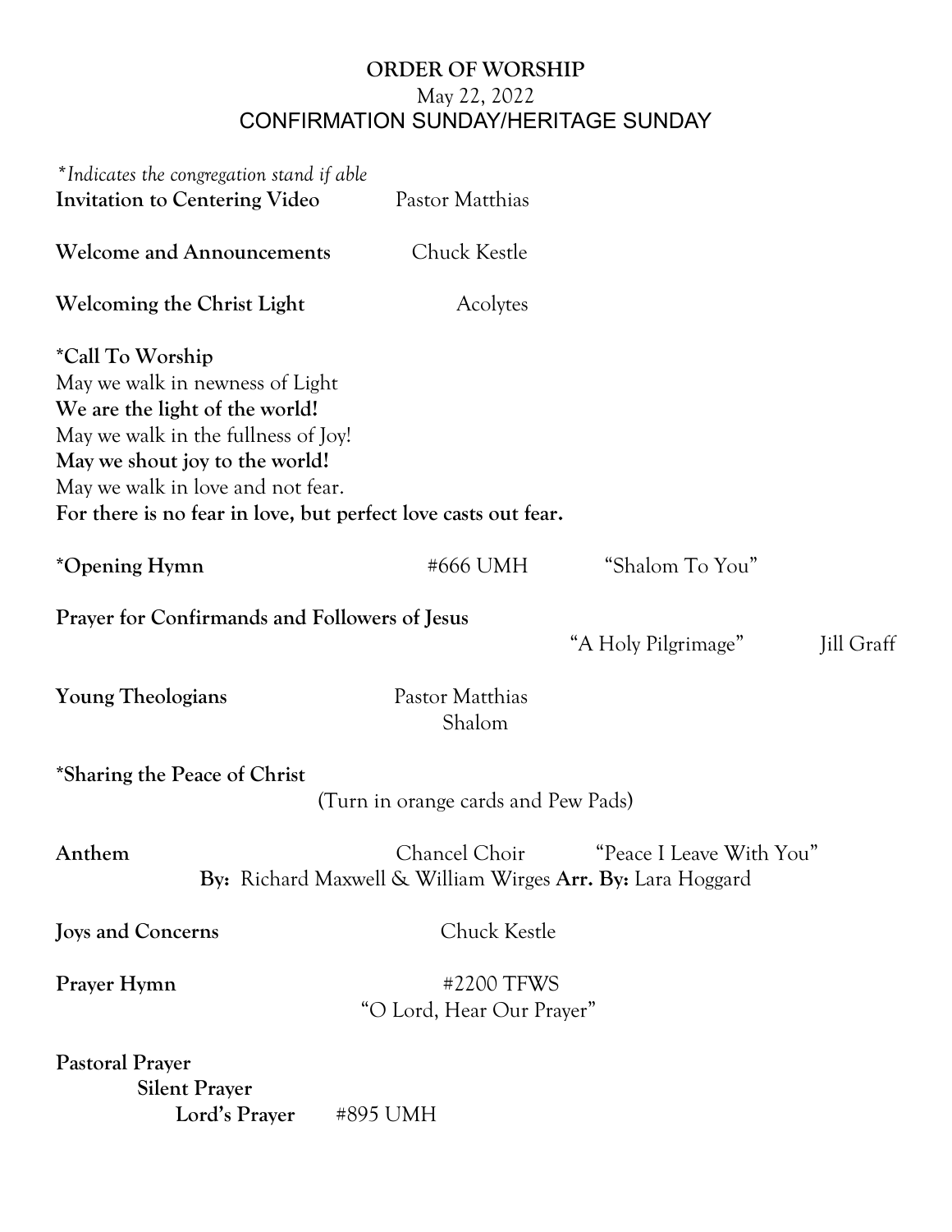# ORDER OF WORSHIP

May 22, 2022

CONFIRMATION SUNDAY/HERITAGE SUNDAY

*\*Indicates the congregation stand if able*

**Invitation to Centering Video** Pastor Matthias

**Welcome and Announcements** Chuck Kestle

**Welcoming the Christ Light** Acolytes

**\*Call To Worship**

May we walk in newness of Light

**We are the light of the world!**

May we walk in the fullness of Joy!

**May we shout joy to the world!**

May we walk in love and not fear.

**For there is no fear in love, but perfect love casts out fear.**

**\*Opening Hymn** #666 UMH "Shalom To You"

**Prayer for Confirmands and Followers of Jesus**

"A Holy Pilgrimage" Jill Graff

**Young Theologians** Pastor Matthias

Shalom

**\*Sharing the Peace of Christ**

(Turn in orange cards and Pew Pads)

**Anthem** Chancel Choir "Peace I Leave With You"

**By:** Richard Maxwell & William Wirges **Arr. By:** Lara Hoggard

**Joys and Concerns** Chuck Kestle

**Prayer Hymn** #2200 TFWS

"O Lord, Hear Our Prayer"

**Pastoral Prayer**

**Silent Prayer**

**Lord's Prayer** #895 UMH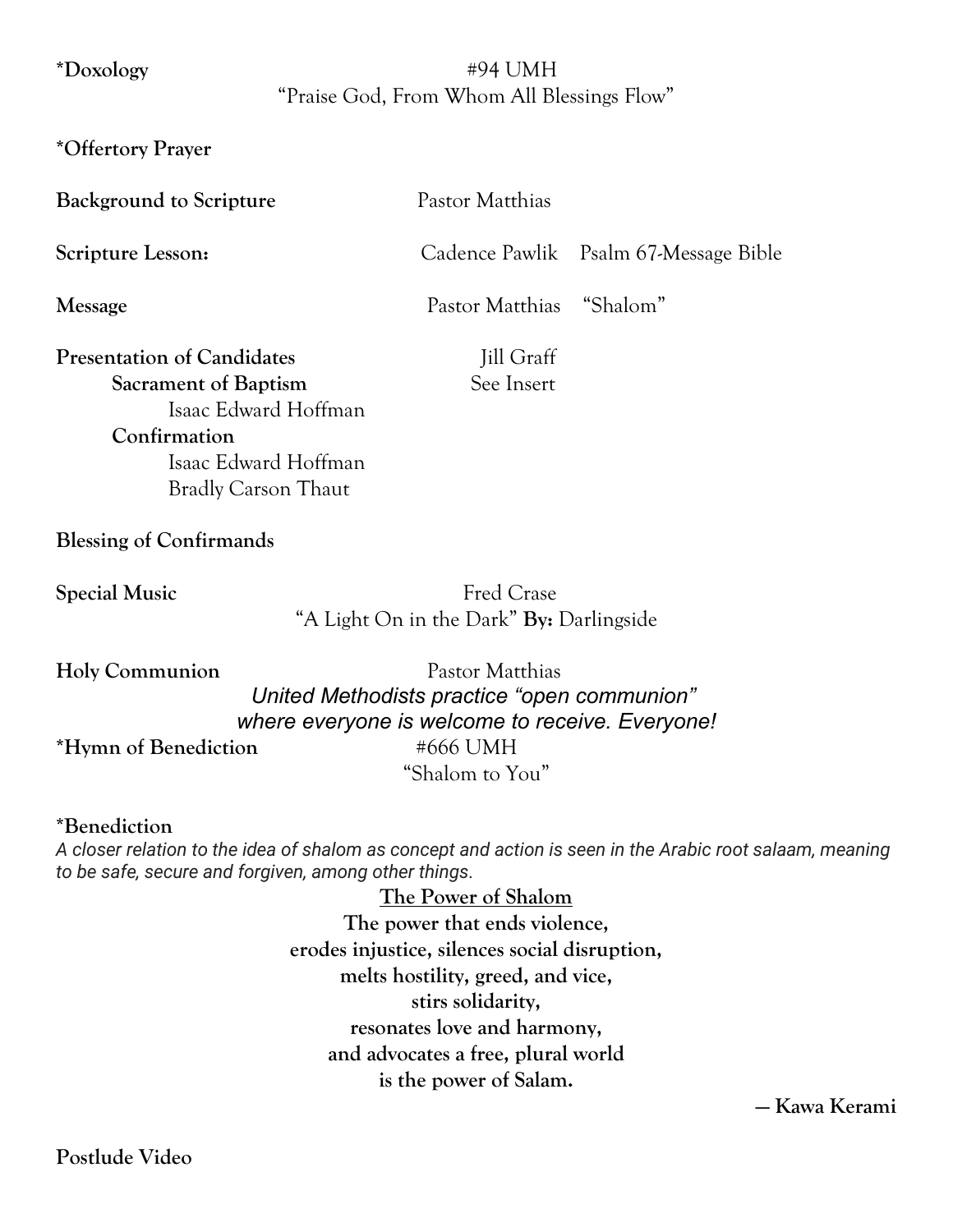**\*Doxology** #94 UMH
"Praise God, From Whom All Blessings Flow"

**\*Offertory Prayer**

**Background to Scripture** Pastor Matthias

**Scripture Lesson:** Cadence Pawlik Psalm 67-Message Bible

**Message** Pastor Matthias "Shalom"

**Presentation of Candidates** Jill Graff

**Sacrament of Baptism** See Insert

Isaac Edward Hoffman

**Confirmation**

Isaac Edward Hoffman
Bradly Carson Thaut

**Blessing of Confirmands**

**Special Music** Fred Crase
"A Light On in the Dark" **By:** Darlingside

**Holy Communion** Pastor Matthias

*United Methodists practice "open communion" where everyone is welcome to receive. Everyone!*

**\*Hymn of Benediction** #666 UMH
"Shalom to You"

**\*Benediction**

*A closer relation to the idea of shalom as concept and action is seen in the Arabic root salaam, meaning to be safe, secure and forgiven, among other things.*

**<u>The Power of Shalom</u>**

**The power that ends violence,**
**erodes injustice, silences social disruption,**
**melts hostility, greed, and vice,**
**stirs solidarity,**
**resonates love and harmony,**
**and advocates a free, plural world**
**is the power of Salam.**

**— Kawa Kerami**

**Postlude Video**